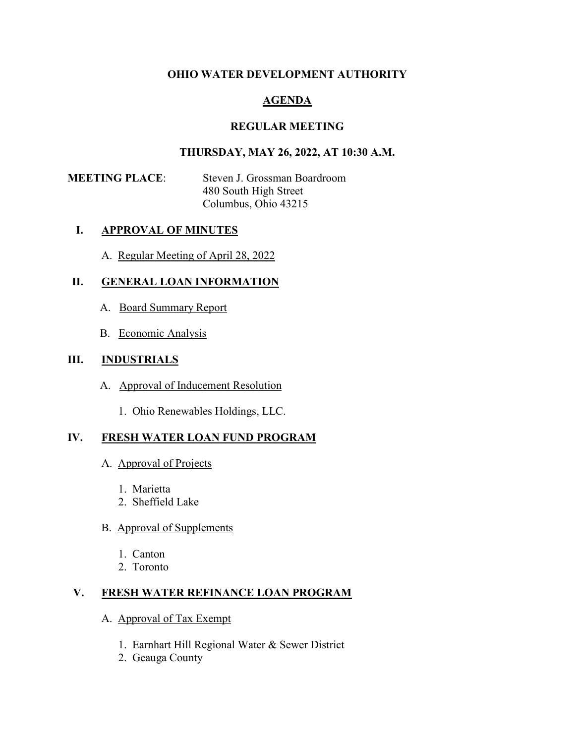# OHIO WATER DEVELOPMENT AUTHORITY

## AGENDA

## REGULAR MEETING

## THURSDAY, MAY 26, 2022, AT 10:30 A.M.

**MEETING PLACE**: Steven J. Grossman Boardroom
480 South High Street
Columbus, Ohio 43215

### I. APPROVAL OF MINUTES

A. Regular Meeting of April 28, 2022

### II. GENERAL LOAN INFORMATION

A. Board Summary Report

B. Economic Analysis

### III. INDUSTRIALS

A. Approval of Inducement Resolution

1. Ohio Renewables Holdings, LLC.

### IV. FRESH WATER LOAN FUND PROGRAM

A. Approval of Projects

1. Marietta
2. Sheffield Lake

B. Approval of Supplements

1. Canton
2. Toronto

### V. FRESH WATER REFINANCE LOAN PROGRAM

A. Approval of Tax Exempt

1. Earnhart Hill Regional Water & Sewer District
2. Geauga County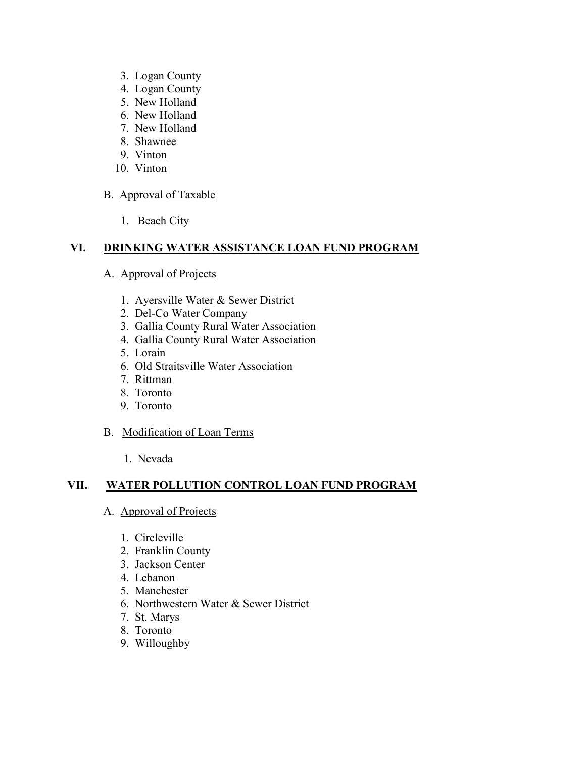3. Logan County
4. Logan County
5. New Holland
6. New Holland
7. New Holland
8. Shawnee
9. Vinton
10. Vinton

B. Approval of Taxable

1. Beach City

## VI. DRINKING WATER ASSISTANCE LOAN FUND PROGRAM

A. Approval of Projects

1. Ayersville Water & Sewer District
2. Del-Co Water Company
3. Gallia County Rural Water Association
4. Gallia County Rural Water Association
5. Lorain
6. Old Straitsville Water Association
7. Rittman
8. Toronto
9. Toronto

B. Modification of Loan Terms

1. Nevada

## VII. WATER POLLUTION CONTROL LOAN FUND PROGRAM

A. Approval of Projects

1. Circleville
2. Franklin County
3. Jackson Center
4. Lebanon
5. Manchester
6. Northwestern Water & Sewer District
7. St. Marys
8. Toronto
9. Willoughby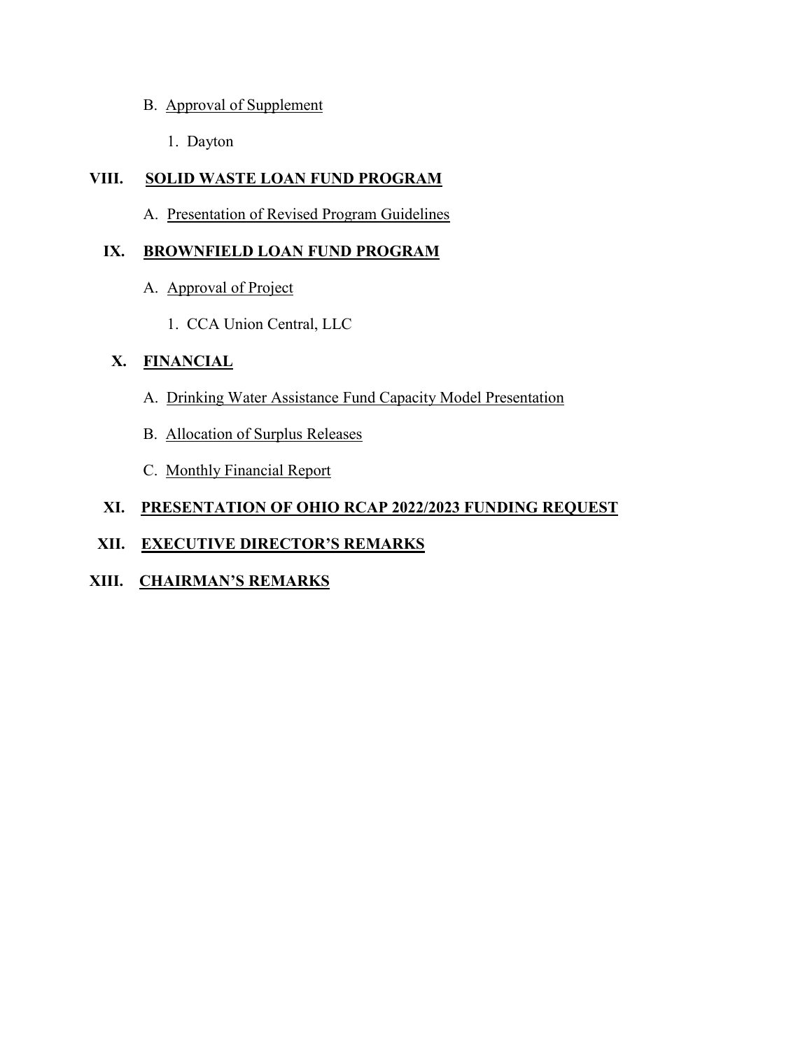B. Approval of Supplement

   1. Dayton

## VIII. SOLID WASTE LOAN FUND PROGRAM

A. Presentation of Revised Program Guidelines

## IX. BROWNFIELD LOAN FUND PROGRAM

A. Approval of Project

   1. CCA Union Central, LLC

## X. FINANCIAL

A. Drinking Water Assistance Fund Capacity Model Presentation

B. Allocation of Surplus Releases

C. Monthly Financial Report

## XI. PRESENTATION OF OHIO RCAP 2022/2023 FUNDING REQUEST

## XII. EXECUTIVE DIRECTOR'S REMARKS

## XIII. CHAIRMAN'S REMARKS